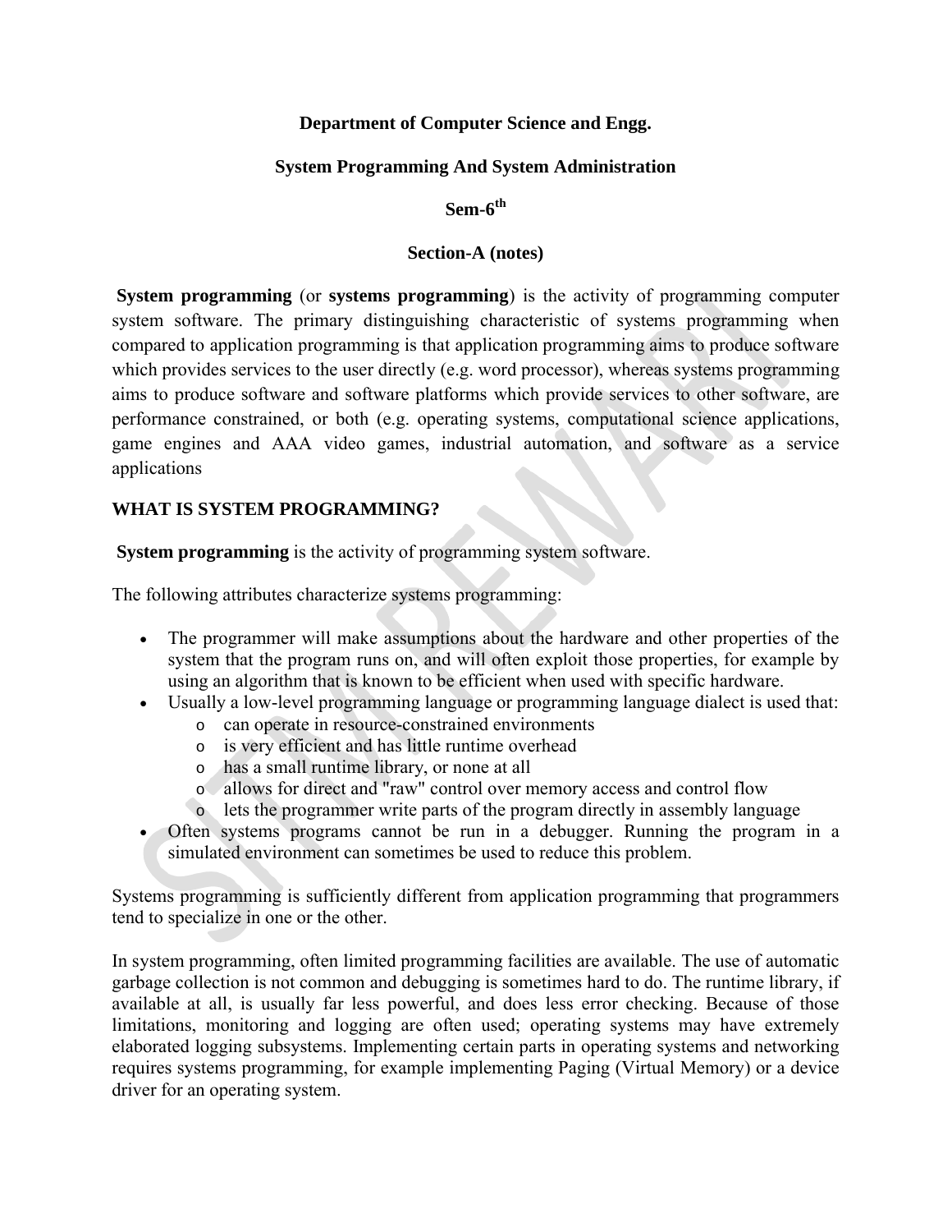**Department of Computer Science and Engg.**

**System Programming And System Administration**

**Sem-6th**

**Section-A (notes)**

**System programming** (or **systems programming**) is the activity of programming computer system software. The primary distinguishing characteristic of systems programming when compared to application programming is that application programming aims to produce software which provides services to the user directly (e.g. word processor), whereas systems programming aims to produce software and software platforms which provide services to other software, are performance constrained, or both (e.g. operating systems, computational science applications, game engines and AAA video games, industrial automation, and software as a service applications

## WHAT IS SYSTEM PROGRAMMING?

**System programming** is the activity of programming system software.

The following attributes characterize systems programming:

- The programmer will make assumptions about the hardware and other properties of the system that the program runs on, and will often exploit those properties, for example by using an algorithm that is known to be efficient when used with specific hardware.
- Usually a low-level programming language or programming language dialect is used that:
  - can operate in resource-constrained environments
  - is very efficient and has little runtime overhead
  - has a small runtime library, or none at all
  - allows for direct and "raw" control over memory access and control flow
  - lets the programmer write parts of the program directly in assembly language
- Often systems programs cannot be run in a debugger. Running the program in a simulated environment can sometimes be used to reduce this problem.

Systems programming is sufficiently different from application programming that programmers tend to specialize in one or the other.

In system programming, often limited programming facilities are available. The use of automatic garbage collection is not common and debugging is sometimes hard to do. The runtime library, if available at all, is usually far less powerful, and does less error checking. Because of those limitations, monitoring and logging are often used; operating systems may have extremely elaborated logging subsystems. Implementing certain parts in operating systems and networking requires systems programming, for example implementing Paging (Virtual Memory) or a device driver for an operating system.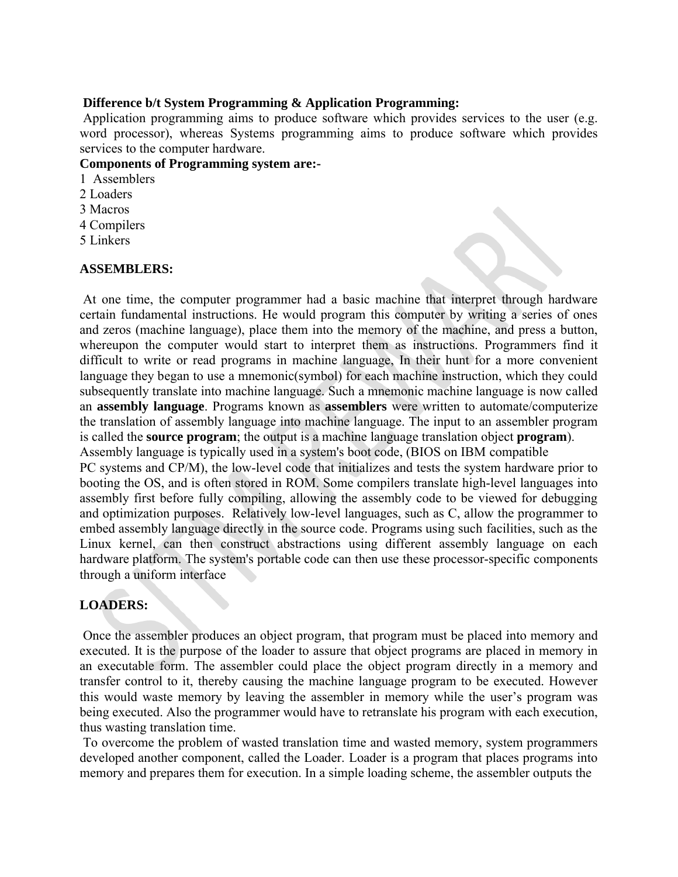**Difference b/t System Programming & Application Programming:**

Application programming aims to produce software which provides services to the user (e.g. word processor), whereas Systems programming aims to produce software which provides services to the computer hardware.

**Components of Programming system are:-**

1 Assemblers
2 Loaders
3 Macros
4 Compilers
5 Linkers

**ASSEMBLERS:**

At one time, the computer programmer had a basic machine that interpret through hardware certain fundamental instructions. He would program this computer by writing a series of ones and zeros (machine language), place them into the memory of the machine, and press a button, whereupon the computer would start to interpret them as instructions. Programmers find it difficult to write or read programs in machine language, In their hunt for a more convenient language they began to use a mnemonic(symbol) for each machine instruction, which they could subsequently translate into machine language. Such a mnemonic machine language is now called an **assembly language**. Programs known as **assemblers** were written to automate/computerize the translation of assembly language into machine language. The input to an assembler program is called the **source program**; the output is a machine language translation object **program**).
Assembly language is typically used in a system's boot code, (BIOS on IBM compatible PC systems and CP/M), the low-level code that initializes and tests the system hardware prior to booting the OS, and is often stored in ROM. Some compilers translate high-level languages into assembly first before fully compiling, allowing the assembly code to be viewed for debugging and optimization purposes. Relatively low-level languages, such as C, allow the programmer to embed assembly language directly in the source code. Programs using such facilities, such as the Linux kernel, can then construct abstractions using different assembly language on each hardware platform. The system's portable code can then use these processor-specific components through a uniform interface

**LOADERS:**

Once the assembler produces an object program, that program must be placed into memory and executed. It is the purpose of the loader to assure that object programs are placed in memory in an executable form. The assembler could place the object program directly in a memory and transfer control to it, thereby causing the machine language program to be executed. However this would waste memory by leaving the assembler in memory while the user's program was being executed. Also the programmer would have to retranslate his program with each execution, thus wasting translation time.

To overcome the problem of wasted translation time and wasted memory, system programmers developed another component, called the Loader. Loader is a program that places programs into memory and prepares them for execution. In a simple loading scheme, the assembler outputs the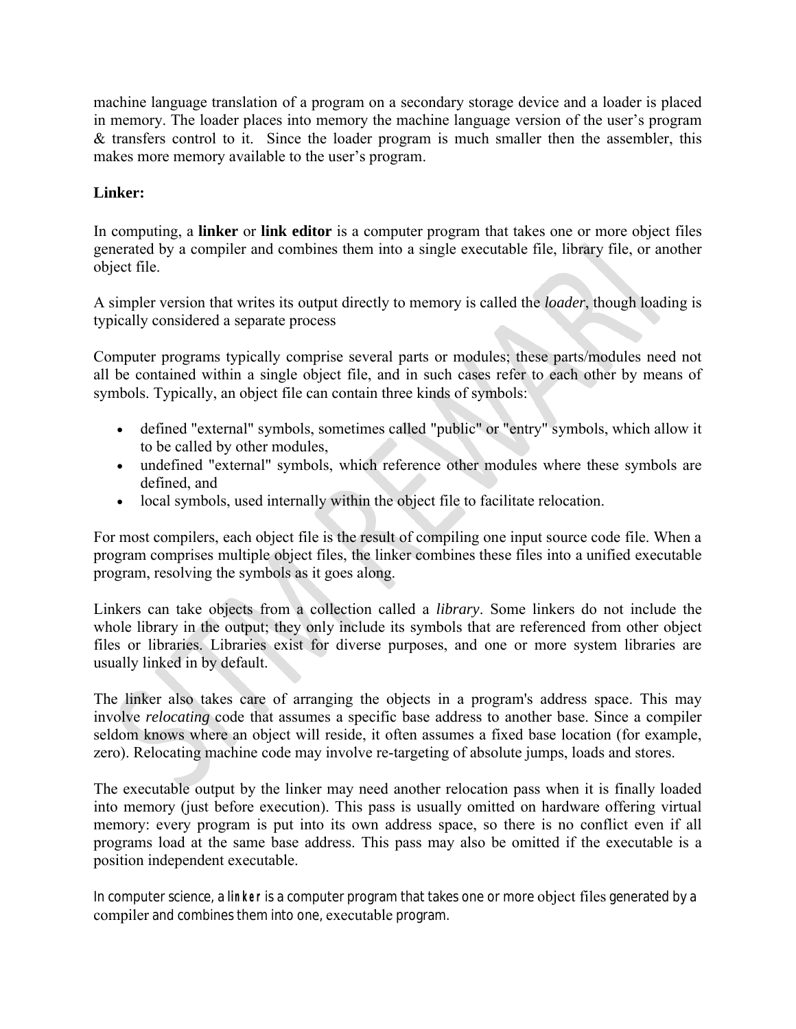machine language translation of a program on a secondary storage device and a loader is placed in memory. The loader places into memory the machine language version of the user's program & transfers control to it. Since the loader program is much smaller then the assembler, this makes more memory available to the user's program.

**Linker:**

In computing, a **linker** or **link editor** is a computer program that takes one or more object files generated by a compiler and combines them into a single executable file, library file, or another object file.

A simpler version that writes its output directly to memory is called the *loader*, though loading is typically considered a separate process

Computer programs typically comprise several parts or modules; these parts/modules need not all be contained within a single object file, and in such cases refer to each other by means of symbols. Typically, an object file can contain three kinds of symbols:

- defined "external" symbols, sometimes called "public" or "entry" symbols, which allow it to be called by other modules,
- undefined "external" symbols, which reference other modules where these symbols are defined, and
- local symbols, used internally within the object file to facilitate relocation.

For most compilers, each object file is the result of compiling one input source code file. When a program comprises multiple object files, the linker combines these files into a unified executable program, resolving the symbols as it goes along.

Linkers can take objects from a collection called a *library*. Some linkers do not include the whole library in the output; they only include its symbols that are referenced from other object files or libraries. Libraries exist for diverse purposes, and one or more system libraries are usually linked in by default.

The linker also takes care of arranging the objects in a program's address space. This may involve *relocating* code that assumes a specific base address to another base. Since a compiler seldom knows where an object will reside, it often assumes a fixed base location (for example, zero). Relocating machine code may involve re-targeting of absolute jumps, loads and stores.

The executable output by the linker may need another relocation pass when it is finally loaded into memory (just before execution). This pass is usually omitted on hardware offering virtual memory: every program is put into its own address space, so there is no conflict even if all programs load at the same base address. This pass may also be omitted if the executable is a position independent executable.

In computer science, a **linker** is a computer program that takes one or more object files generated by a compiler and combines them into one, executable program.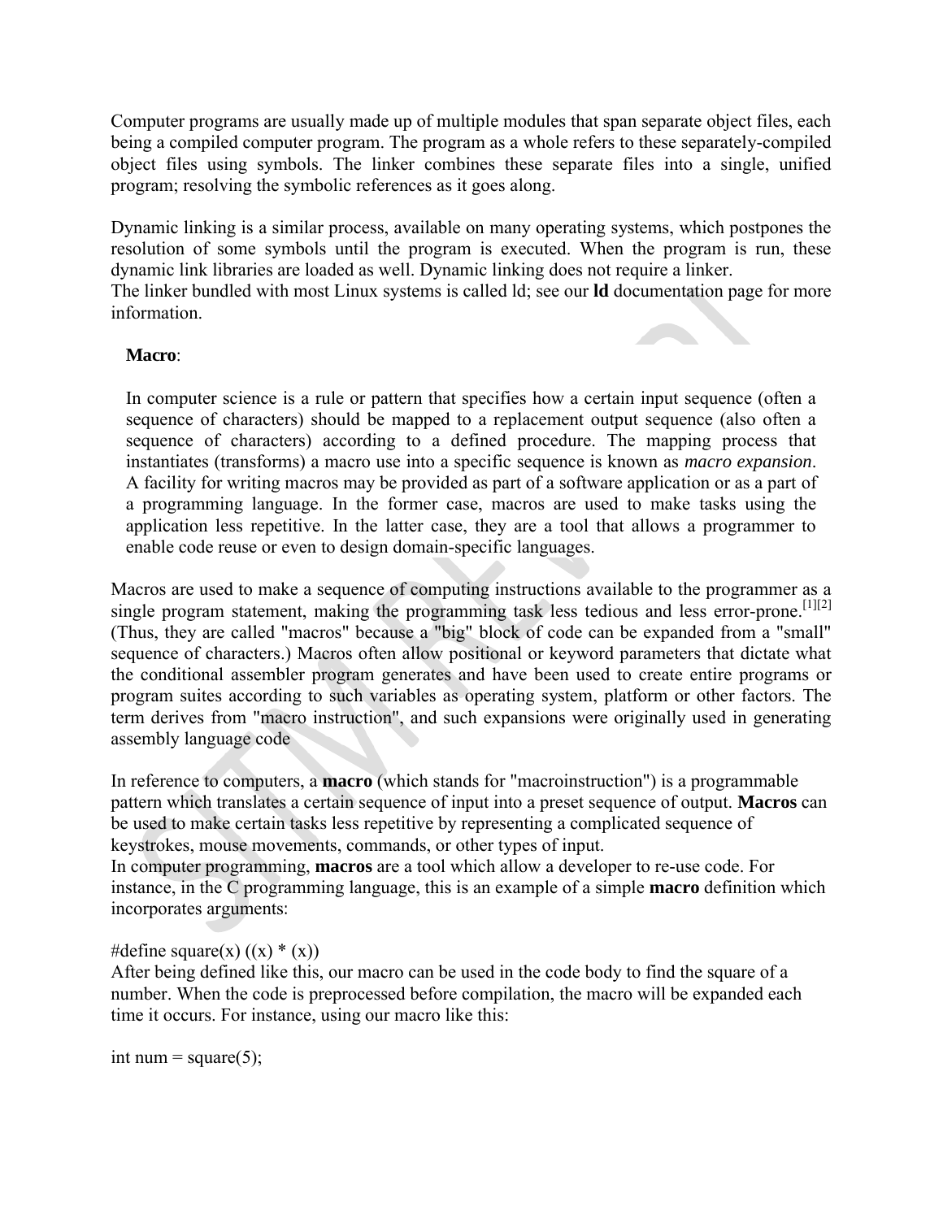Computer programs are usually made up of multiple modules that span separate object files, each being a compiled computer program. The program as a whole refers to these separately-compiled object files using symbols. The linker combines these separate files into a single, unified program; resolving the symbolic references as it goes along.

Dynamic linking is a similar process, available on many operating systems, which postpones the resolution of some symbols until the program is executed. When the program is run, these dynamic link libraries are loaded as well. Dynamic linking does not require a linker.
The linker bundled with most Linux systems is called ld; see our **ld** documentation page for more information.

**Macro**:

In computer science is a rule or pattern that specifies how a certain input sequence (often a sequence of characters) should be mapped to a replacement output sequence (also often a sequence of characters) according to a defined procedure. The mapping process that instantiates (transforms) a macro use into a specific sequence is known as *macro expansion*. A facility for writing macros may be provided as part of a software application or as a part of a programming language. In the former case, macros are used to make tasks using the application less repetitive. In the latter case, they are a tool that allows a programmer to enable code reuse or even to design domain-specific languages.

Macros are used to make a sequence of computing instructions available to the programmer as a single program statement, making the programming task less tedious and less error-prone.[1][2] (Thus, they are called "macros" because a "big" block of code can be expanded from a "small" sequence of characters.) Macros often allow positional or keyword parameters that dictate what the conditional assembler program generates and have been used to create entire programs or program suites according to such variables as operating system, platform or other factors. The term derives from "macro instruction", and such expansions were originally used in generating assembly language code

In reference to computers, a **macro** (which stands for "macroinstruction") is a programmable pattern which translates a certain sequence of input into a preset sequence of output. **Macros** can be used to make certain tasks less repetitive by representing a complicated sequence of keystrokes, mouse movements, commands, or other types of input.
In computer programming, **macros** are a tool which allow a developer to re-use code. For instance, in the C programming language, this is an example of a simple **macro** definition which incorporates arguments:

```
#define square(x) ((x) * (x))
```

After being defined like this, our macro can be used in the code body to find the square of a number. When the code is preprocessed before compilation, the macro will be expanded each time it occurs. For instance, using our macro like this:

```
int num = square(5);
```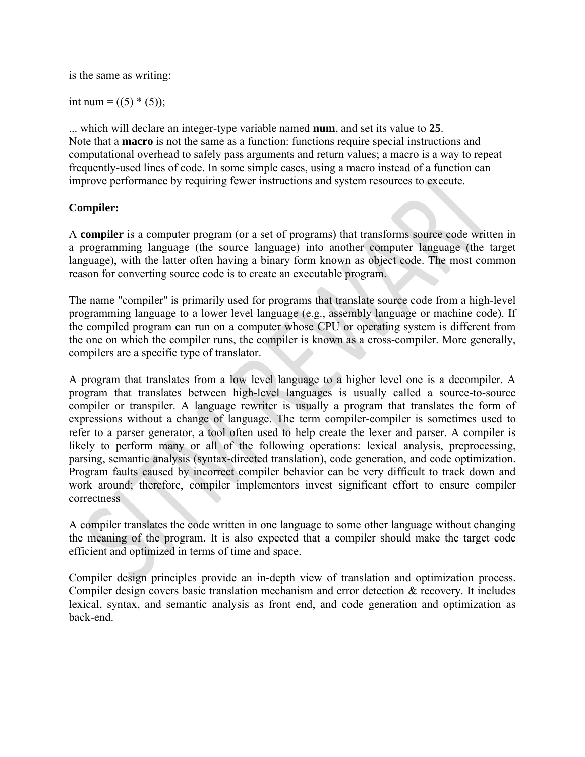is the same as writing:

```
int num = ((5) * (5));
```

... which will declare an integer-type variable named **num**, and set its value to **25**.
Note that a **macro** is not the same as a function: functions require special instructions and computational overhead to safely pass arguments and return values; a macro is a way to repeat frequently-used lines of code. In some simple cases, using a macro instead of a function can improve performance by requiring fewer instructions and system resources to execute.

**Compiler:**

A **compiler** is a computer program (or a set of programs) that transforms source code written in a programming language (the source language) into another computer language (the target language), with the latter often having a binary form known as object code. The most common reason for converting source code is to create an executable program.

The name "compiler" is primarily used for programs that translate source code from a high-level programming language to a lower level language (e.g., assembly language or machine code). If the compiled program can run on a computer whose CPU or operating system is different from the one on which the compiler runs, the compiler is known as a cross-compiler. More generally, compilers are a specific type of translator.

A program that translates from a low level language to a higher level one is a decompiler. A program that translates between high-level languages is usually called a source-to-source compiler or transpiler. A language rewriter is usually a program that translates the form of expressions without a change of language. The term compiler-compiler is sometimes used to refer to a parser generator, a tool often used to help create the lexer and parser. A compiler is likely to perform many or all of the following operations: lexical analysis, preprocessing, parsing, semantic analysis (syntax-directed translation), code generation, and code optimization. Program faults caused by incorrect compiler behavior can be very difficult to track down and work around; therefore, compiler implementors invest significant effort to ensure compiler correctness

A compiler translates the code written in one language to some other language without changing the meaning of the program. It is also expected that a compiler should make the target code efficient and optimized in terms of time and space.

Compiler design principles provide an in-depth view of translation and optimization process. Compiler design covers basic translation mechanism and error detection & recovery. It includes lexical, syntax, and semantic analysis as front end, and code generation and optimization as back-end.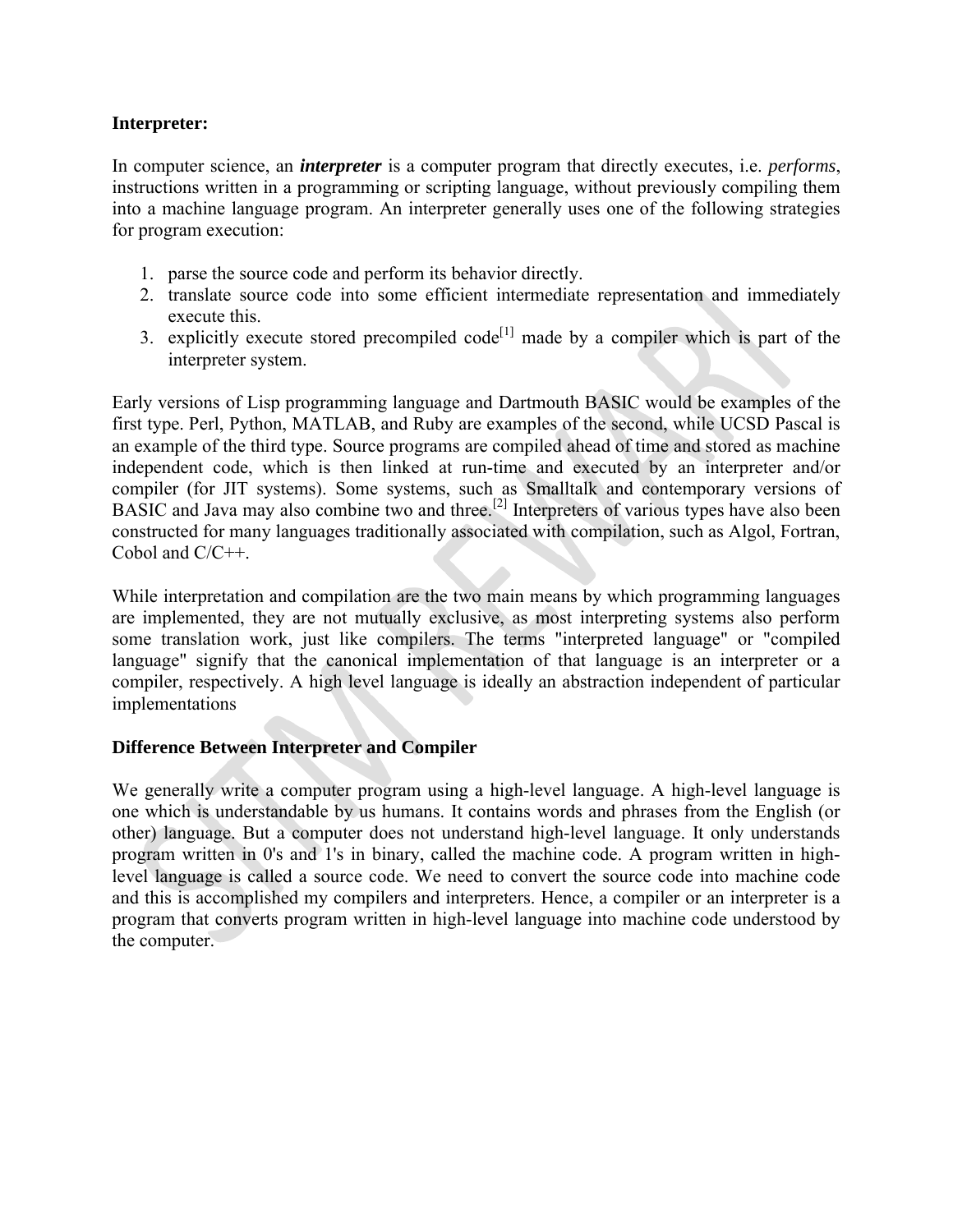**Interpreter:**

In computer science, an ***interpreter*** is a computer program that directly executes, i.e. *performs*, instructions written in a programming or scripting language, without previously compiling them into a machine language program. An interpreter generally uses one of the following strategies for program execution:

1. parse the source code and perform its behavior directly.
2. translate source code into some efficient intermediate representation and immediately execute this.
3. explicitly execute stored precompiled code[1] made by a compiler which is part of the interpreter system.

Early versions of Lisp programming language and Dartmouth BASIC would be examples of the first type. Perl, Python, MATLAB, and Ruby are examples of the second, while UCSD Pascal is an example of the third type. Source programs are compiled ahead of time and stored as machine independent code, which is then linked at run-time and executed by an interpreter and/or compiler (for JIT systems). Some systems, such as Smalltalk and contemporary versions of BASIC and Java may also combine two and three.[2] Interpreters of various types have also been constructed for many languages traditionally associated with compilation, such as Algol, Fortran, Cobol and C/C++.

While interpretation and compilation are the two main means by which programming languages are implemented, they are not mutually exclusive, as most interpreting systems also perform some translation work, just like compilers. The terms "interpreted language" or "compiled language" signify that the canonical implementation of that language is an interpreter or a compiler, respectively. A high level language is ideally an abstraction independent of particular implementations

**Difference Between Interpreter and Compiler**

We generally write a computer program using a high-level language. A high-level language is one which is understandable by us humans. It contains words and phrases from the English (or other) language. But a computer does not understand high-level language. It only understands program written in 0's and 1's in binary, called the machine code. A program written in high-level language is called a source code. We need to convert the source code into machine code and this is accomplished my compilers and interpreters. Hence, a compiler or an interpreter is a program that converts program written in high-level language into machine code understood by the computer.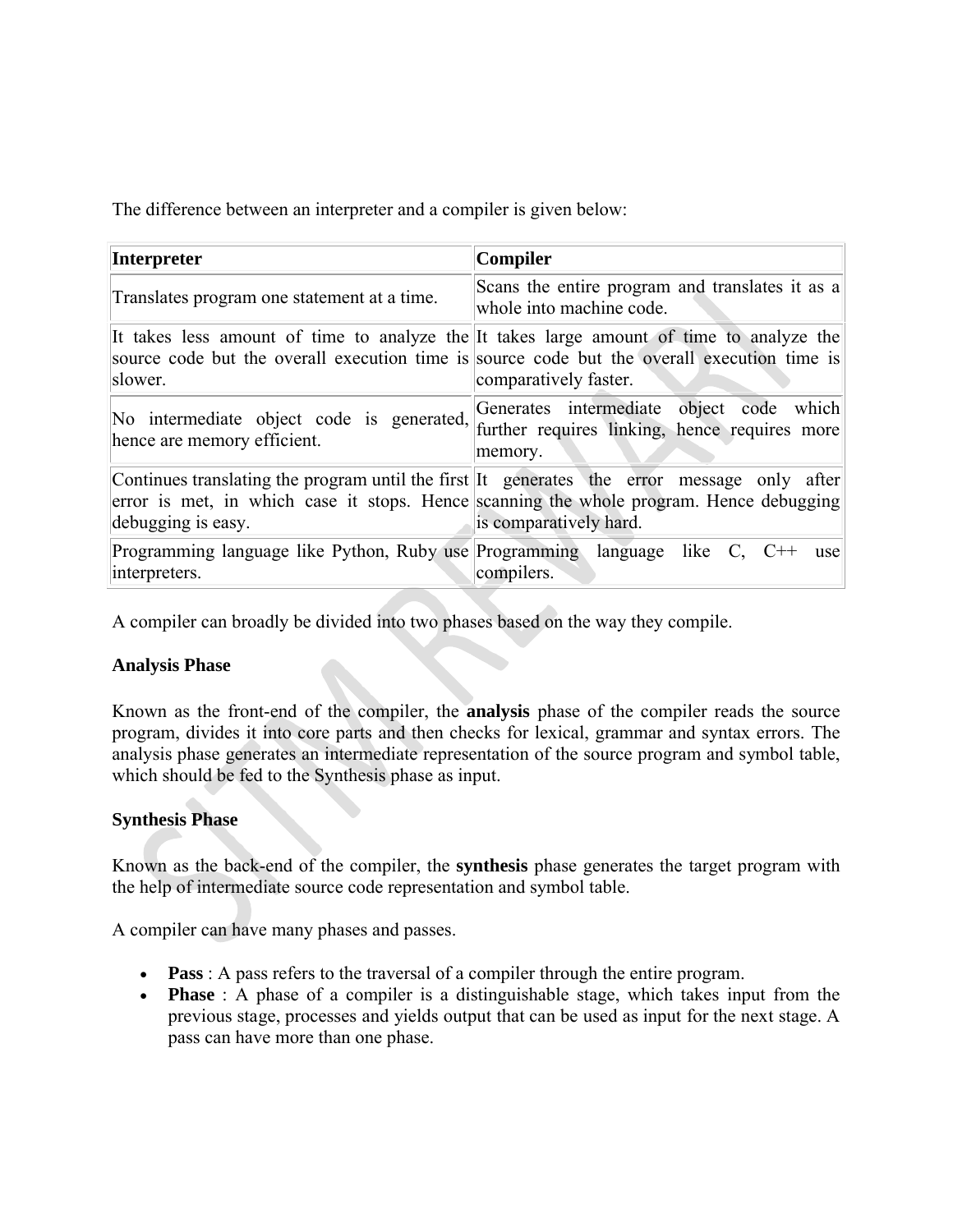The difference between an interpreter and a compiler is given below:

| Interpreter | Compiler |
| --- | --- |
| Translates program one statement at a time. | Scans the entire program and translates it as a whole into machine code. |
| It takes less amount of time to analyze the source code but the overall execution time is slower. | It takes large amount of time to analyze the source code but the overall execution time is comparatively faster. |
| No intermediate object code is generated, hence are memory efficient. | Generates intermediate object code which further requires linking, hence requires more memory. |
| Continues translating the program until the first error is met, in which case it stops. Hence debugging is easy. | It generates the error message only after scanning the whole program. Hence debugging is comparatively hard. |
| Programming language like Python, Ruby use interpreters. | Programming language like C, C++ use compilers. |

A compiler can broadly be divided into two phases based on the way they compile.

**Analysis Phase**

Known as the front-end of the compiler, the **analysis** phase of the compiler reads the source program, divides it into core parts and then checks for lexical, grammar and syntax errors. The analysis phase generates an intermediate representation of the source program and symbol table, which should be fed to the Synthesis phase as input.

**Synthesis Phase**

Known as the back-end of the compiler, the **synthesis** phase generates the target program with the help of intermediate source code representation and symbol table.

A compiler can have many phases and passes.

- **Pass** : A pass refers to the traversal of a compiler through the entire program.
- **Phase** : A phase of a compiler is a distinguishable stage, which takes input from the previous stage, processes and yields output that can be used as input for the next stage. A pass can have more than one phase.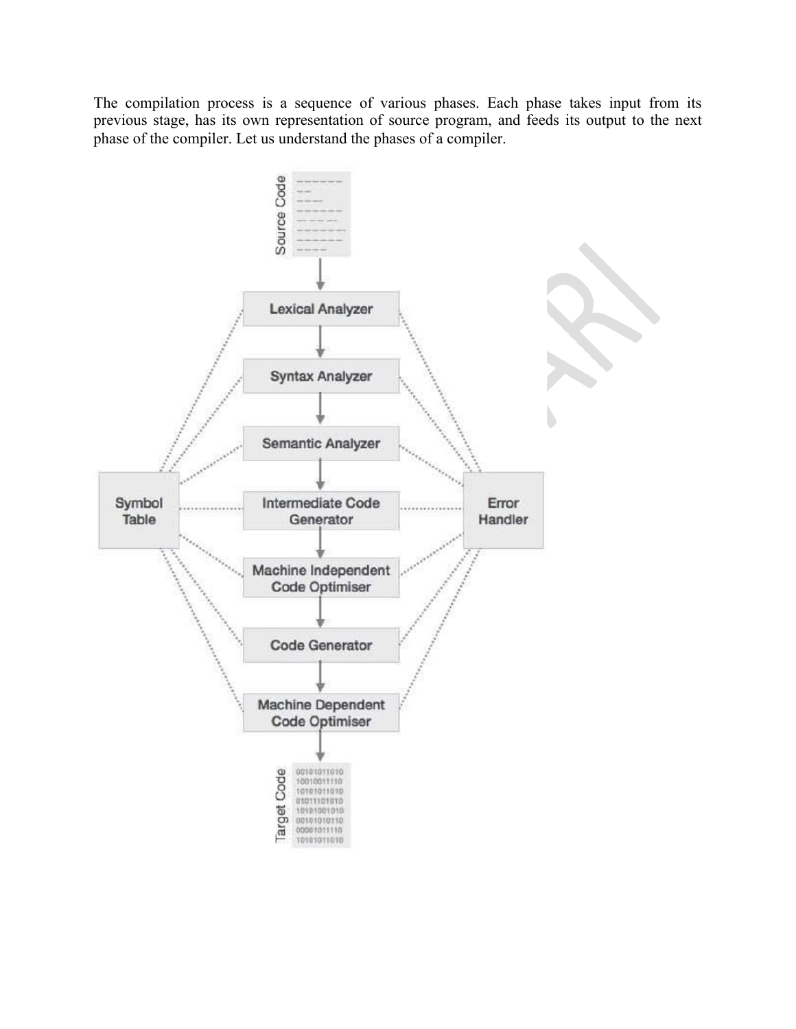The compilation process is a sequence of various phases. Each phase takes input from its previous stage, has its own representation of source program, and feeds its output to the next phase of the compiler. Let us understand the phases of a compiler.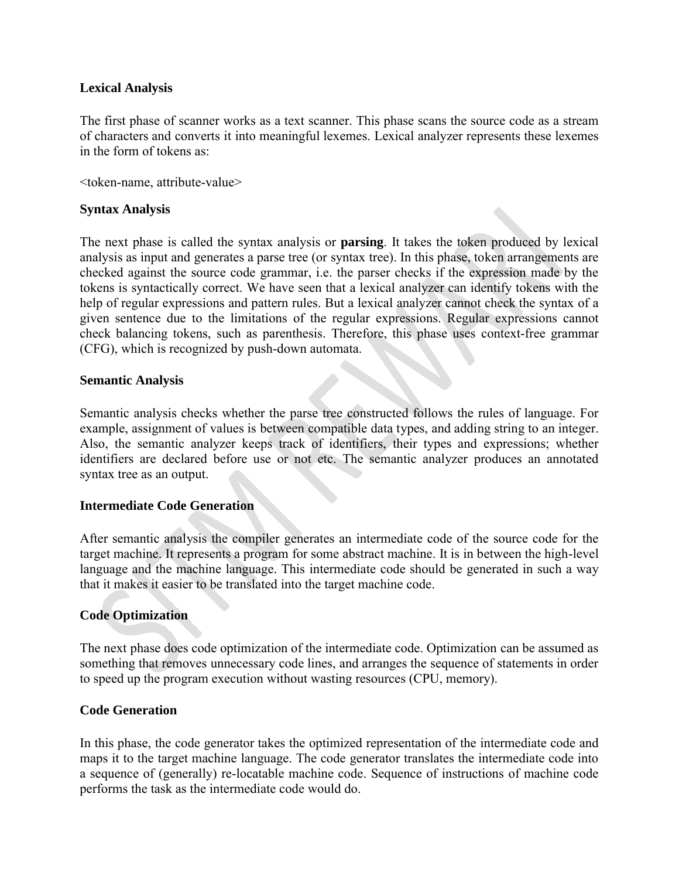**Lexical Analysis**

The first phase of scanner works as a text scanner. This phase scans the source code as a stream of characters and converts it into meaningful lexemes. Lexical analyzer represents these lexemes in the form of tokens as:

<token-name, attribute-value>

**Syntax Analysis**

The next phase is called the syntax analysis or **parsing**. It takes the token produced by lexical analysis as input and generates a parse tree (or syntax tree). In this phase, token arrangements are checked against the source code grammar, i.e. the parser checks if the expression made by the tokens is syntactically correct. We have seen that a lexical analyzer can identify tokens with the help of regular expressions and pattern rules. But a lexical analyzer cannot check the syntax of a given sentence due to the limitations of the regular expressions. Regular expressions cannot check balancing tokens, such as parenthesis. Therefore, this phase uses context-free grammar (CFG), which is recognized by push-down automata.

**Semantic Analysis**

Semantic analysis checks whether the parse tree constructed follows the rules of language. For example, assignment of values is between compatible data types, and adding string to an integer. Also, the semantic analyzer keeps track of identifiers, their types and expressions; whether identifiers are declared before use or not etc. The semantic analyzer produces an annotated syntax tree as an output.

**Intermediate Code Generation**

After semantic analysis the compiler generates an intermediate code of the source code for the target machine. It represents a program for some abstract machine. It is in between the high-level language and the machine language. This intermediate code should be generated in such a way that it makes it easier to be translated into the target machine code.

**Code Optimization**

The next phase does code optimization of the intermediate code. Optimization can be assumed as something that removes unnecessary code lines, and arranges the sequence of statements in order to speed up the program execution without wasting resources (CPU, memory).

**Code Generation**

In this phase, the code generator takes the optimized representation of the intermediate code and maps it to the target machine language. The code generator translates the intermediate code into a sequence of (generally) re-locatable machine code. Sequence of instructions of machine code performs the task as the intermediate code would do.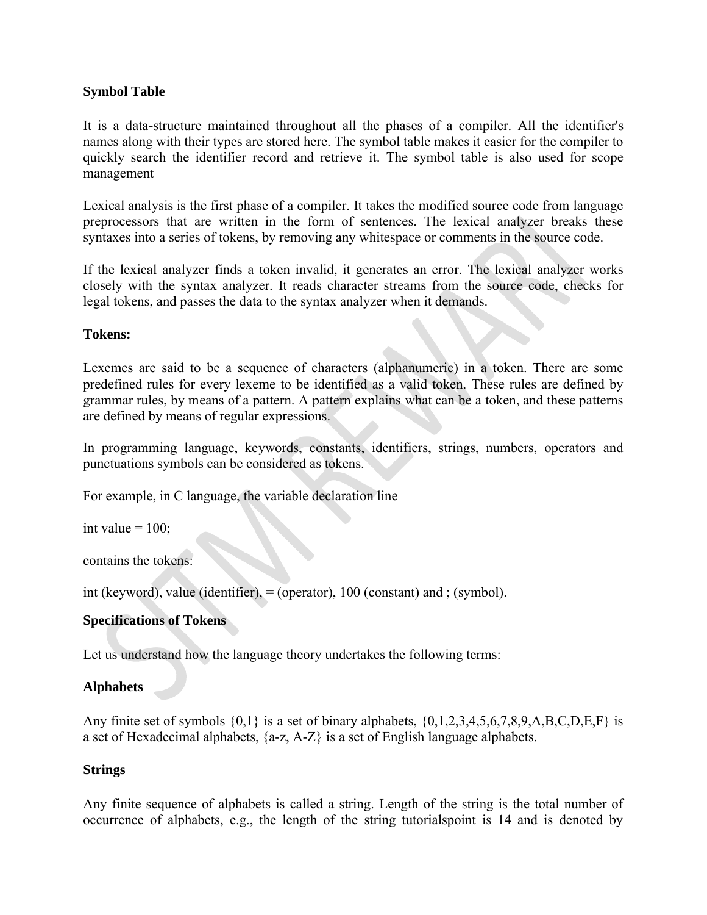**Symbol Table**

It is a data-structure maintained throughout all the phases of a compiler. All the identifier's names along with their types are stored here. The symbol table makes it easier for the compiler to quickly search the identifier record and retrieve it. The symbol table is also used for scope management

Lexical analysis is the first phase of a compiler. It takes the modified source code from language preprocessors that are written in the form of sentences. The lexical analyzer breaks these syntaxes into a series of tokens, by removing any whitespace or comments in the source code.

If the lexical analyzer finds a token invalid, it generates an error. The lexical analyzer works closely with the syntax analyzer. It reads character streams from the source code, checks for legal tokens, and passes the data to the syntax analyzer when it demands.

**Tokens:**

Lexemes are said to be a sequence of characters (alphanumeric) in a token. There are some predefined rules for every lexeme to be identified as a valid token. These rules are defined by grammar rules, by means of a pattern. A pattern explains what can be a token, and these patterns are defined by means of regular expressions.

In programming language, keywords, constants, identifiers, strings, numbers, operators and punctuations symbols can be considered as tokens.

For example, in C language, the variable declaration line

int value = 100;

contains the tokens:

int (keyword), value (identifier), = (operator), 100 (constant) and ; (symbol).

**Specifications of Tokens**

Let us understand how the language theory undertakes the following terms:

**Alphabets**

Any finite set of symbols {0,1} is a set of binary alphabets, {0,1,2,3,4,5,6,7,8,9,A,B,C,D,E,F} is a set of Hexadecimal alphabets, {a-z, A-Z} is a set of English language alphabets.

**Strings**

Any finite sequence of alphabets is called a string. Length of the string is the total number of occurrence of alphabets, e.g., the length of the string tutorialspoint is 14 and is denoted by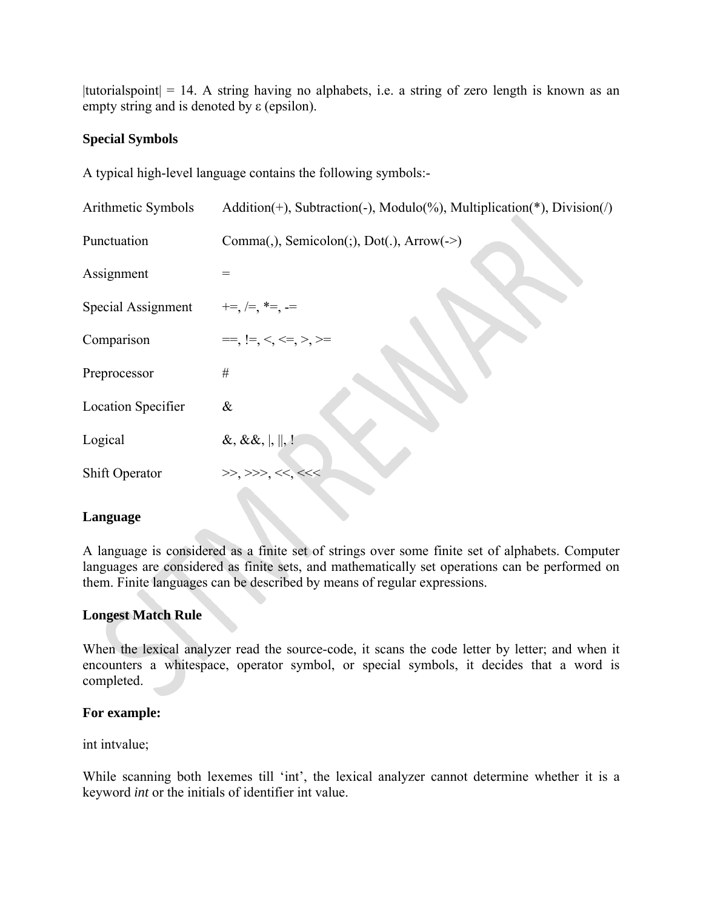|tutorialspoint| = 14. A string having no alphabets, i.e. a string of zero length is known as an empty string and is denoted by ε (epsilon).

**Special Symbols**

A typical high-level language contains the following symbols:-

| | |
|---|---|
| Arithmetic Symbols | Addition(+), Subtraction(-), Modulo(%), Multiplication(*), Division(/) |
| Punctuation | Comma(,), Semicolon(;), Dot(.), Arrow(->) |
| Assignment | = |
| Special Assignment | +=, /=, *=, -= |
| Comparison | ==, !=, <, <=, >, >= |
| Preprocessor | # |
| Location Specifier | & |
| Logical | &, &&, \|, \|\|, ! |
| Shift Operator | >>, >>>, <<, <<< |

**Language**

A language is considered as a finite set of strings over some finite set of alphabets. Computer languages are considered as finite sets, and mathematically set operations can be performed on them. Finite languages can be described by means of regular expressions.

**Longest Match Rule**

When the lexical analyzer read the source-code, it scans the code letter by letter; and when it encounters a whitespace, operator symbol, or special symbols, it decides that a word is completed.

**For example:**

int intvalue;

While scanning both lexemes till 'int', the lexical analyzer cannot determine whether it is a keyword *int* or the initials of identifier int value.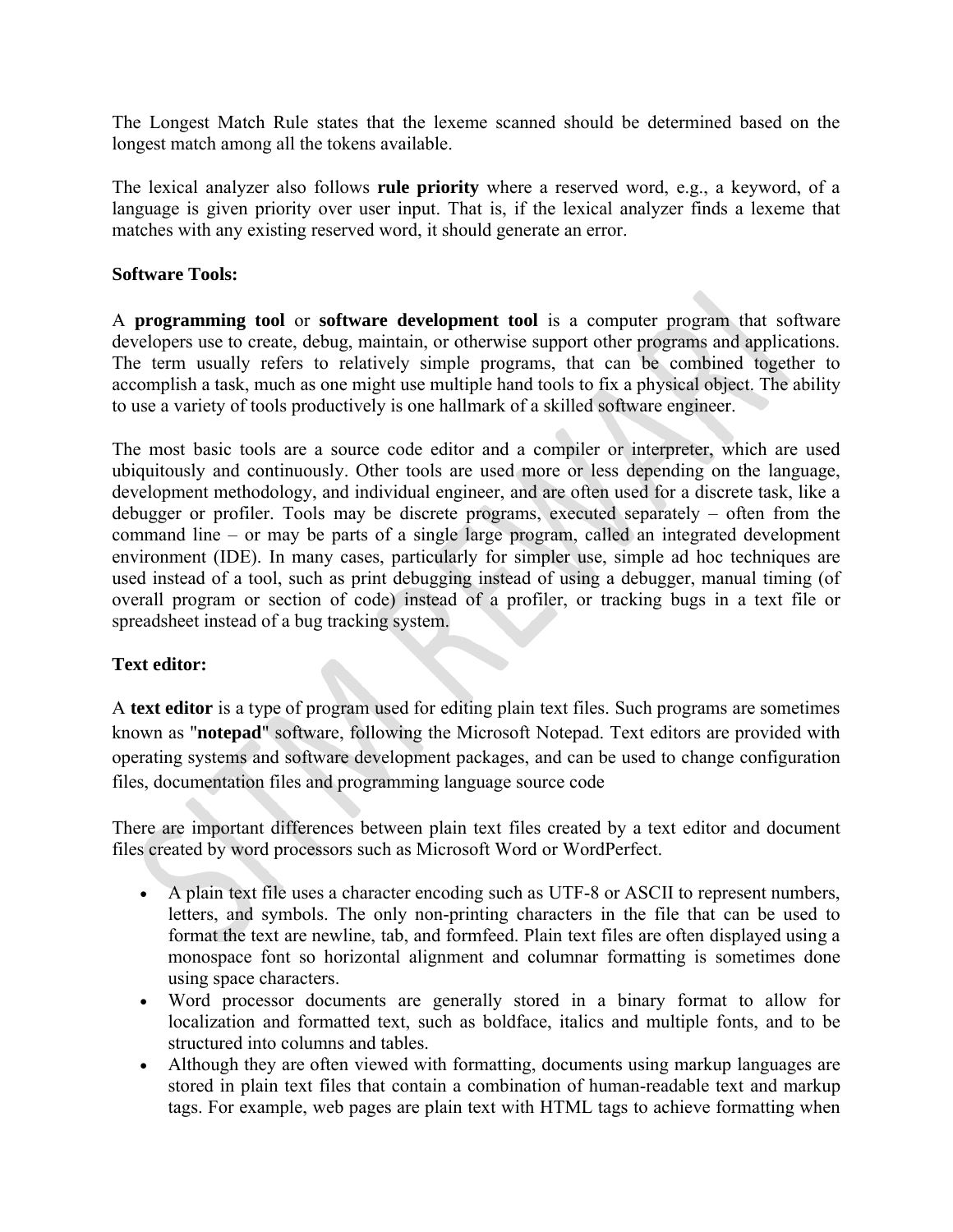The Longest Match Rule states that the lexeme scanned should be determined based on the longest match among all the tokens available.

The lexical analyzer also follows **rule priority** where a reserved word, e.g., a keyword, of a language is given priority over user input. That is, if the lexical analyzer finds a lexeme that matches with any existing reserved word, it should generate an error.

**Software Tools:**

A **programming tool** or **software development tool** is a computer program that software developers use to create, debug, maintain, or otherwise support other programs and applications. The term usually refers to relatively simple programs, that can be combined together to accomplish a task, much as one might use multiple hand tools to fix a physical object. The ability to use a variety of tools productively is one hallmark of a skilled software engineer.

The most basic tools are a source code editor and a compiler or interpreter, which are used ubiquitously and continuously. Other tools are used more or less depending on the language, development methodology, and individual engineer, and are often used for a discrete task, like a debugger or profiler. Tools may be discrete programs, executed separately – often from the command line – or may be parts of a single large program, called an integrated development environment (IDE). In many cases, particularly for simpler use, simple ad hoc techniques are used instead of a tool, such as print debugging instead of using a debugger, manual timing (of overall program or section of code) instead of a profiler, or tracking bugs in a text file or spreadsheet instead of a bug tracking system.

**Text editor:**

A **text editor** is a type of program used for editing plain text files. Such programs are sometimes known as "**notepad**" software, following the Microsoft Notepad. Text editors are provided with operating systems and software development packages, and can be used to change configuration files, documentation files and programming language source code

There are important differences between plain text files created by a text editor and document files created by word processors such as Microsoft Word or WordPerfect.

- A plain text file uses a character encoding such as UTF-8 or ASCII to represent numbers, letters, and symbols. The only non-printing characters in the file that can be used to format the text are newline, tab, and formfeed. Plain text files are often displayed using a monospace font so horizontal alignment and columnar formatting is sometimes done using space characters.
- Word processor documents are generally stored in a binary format to allow for localization and formatted text, such as boldface, italics and multiple fonts, and to be structured into columns and tables.
- Although they are often viewed with formatting, documents using markup languages are stored in plain text files that contain a combination of human-readable text and markup tags. For example, web pages are plain text with HTML tags to achieve formatting when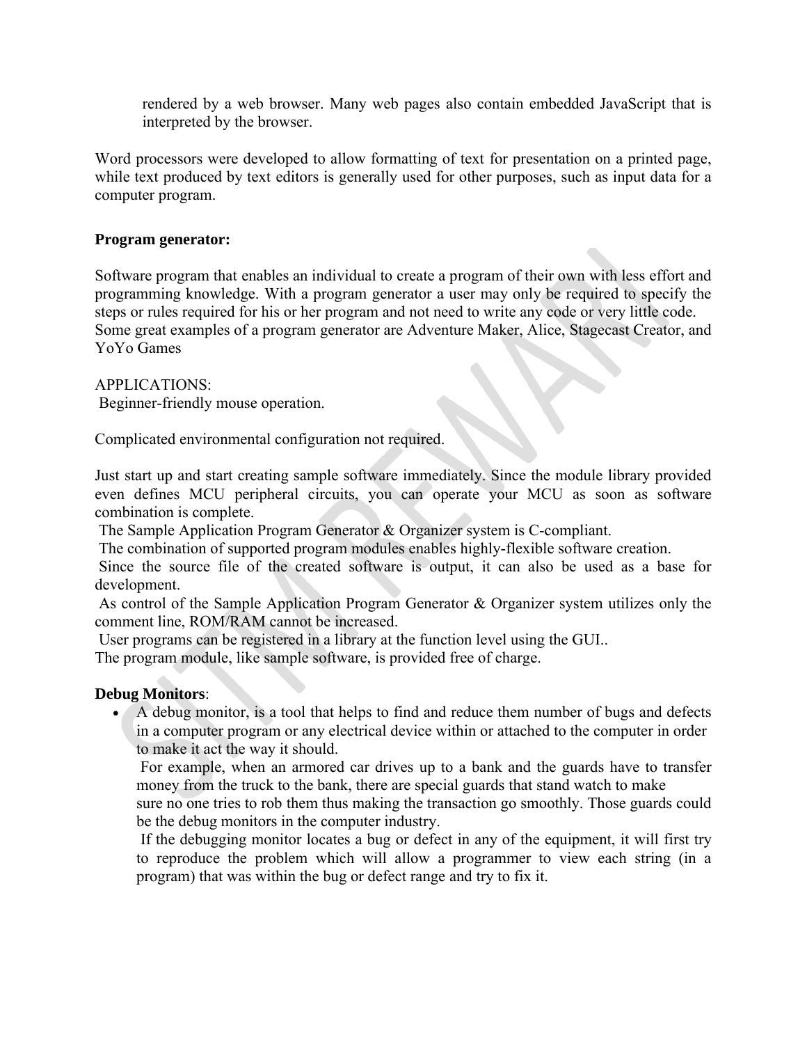rendered by a web browser. Many web pages also contain embedded JavaScript that is interpreted by the browser.

Word processors were developed to allow formatting of text for presentation on a printed page, while text produced by text editors is generally used for other purposes, such as input data for a computer program.

**Program generator:**

Software program that enables an individual to create a program of their own with less effort and programming knowledge. With a program generator a user may only be required to specify the steps or rules required for his or her program and not need to write any code or very little code. Some great examples of a program generator are Adventure Maker, Alice, Stagecast Creator, and YoYo Games

APPLICATIONS:
Beginner-friendly mouse operation.

Complicated environmental configuration not required.

Just start up and start creating sample software immediately. Since the module library provided even defines MCU peripheral circuits, you can operate your MCU as soon as software combination is complete.
The Sample Application Program Generator & Organizer system is C-compliant.
The combination of supported program modules enables highly-flexible software creation.
Since the source file of the created software is output, it can also be used as a base for development.
As control of the Sample Application Program Generator & Organizer system utilizes only the comment line, ROM/RAM cannot be increased.
User programs can be registered in a library at the function level using the GUI..
The program module, like sample software, is provided free of charge.

**Debug Monitors**:

- A debug monitor, is a tool that helps to find and reduce them number of bugs and defects in a computer program or any electrical device within or attached to the computer in order to make it act the way it should.
  For example, when an armored car drives up to a bank and the guards have to transfer money from the truck to the bank, there are special guards that stand watch to make sure no one tries to rob them thus making the transaction go smoothly. Those guards could be the debug monitors in the computer industry.
  If the debugging monitor locates a bug or defect in any of the equipment, it will first try to reproduce the problem which will allow a programmer to view each string (in a program) that was within the bug or defect range and try to fix it.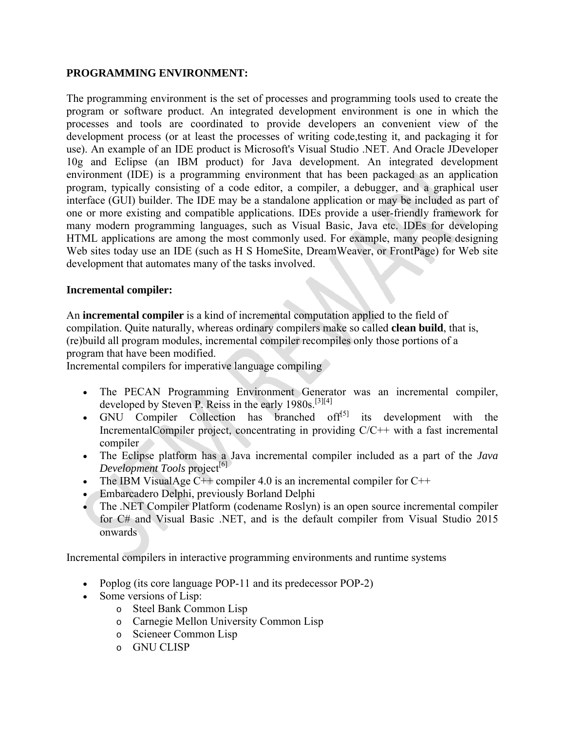**PROGRAMMING ENVIRONMENT:**

The programming environment is the set of processes and programming tools used to create the program or software product. An integrated development environment is one in which the processes and tools are coordinated to provide developers an convenient view of the development process (or at least the processes of writing code,testing it, and packaging it for use). An example of an IDE product is Microsoft's Visual Studio .NET. And Oracle JDeveloper 10g and Eclipse (an IBM product) for Java development. An integrated development environment (IDE) is a programming environment that has been packaged as an application program, typically consisting of a code editor, a compiler, a debugger, and a graphical user interface (GUI) builder. The IDE may be a standalone application or may be included as part of one or more existing and compatible applications. IDEs provide a user-friendly framework for many modern programming languages, such as Visual Basic, Java etc. IDEs for developing HTML applications are among the most commonly used. For example, many people designing Web sites today use an IDE (such as H S HomeSite, DreamWeaver, or FrontPage) for Web site development that automates many of the tasks involved.

**Incremental compiler:**

An **incremental compiler** is a kind of incremental computation applied to the field of compilation. Quite naturally, whereas ordinary compilers make so called **clean build**, that is, (re)build all program modules, incremental compiler recompiles only those portions of a program that have been modified.
Incremental compilers for imperative language compiling

- The PECAN Programming Environment Generator was an incremental compiler, developed by Steven P. Reiss in the early 1980s.[3][4]
- GNU Compiler Collection has branched off[5] its development with the IncrementalCompiler project, concentrating in providing C/C++ with a fast incremental compiler
- The Eclipse platform has a Java incremental compiler included as a part of the *Java Development Tools* project[6]
- The IBM VisualAge C++ compiler 4.0 is an incremental compiler for C++
- Embarcadero Delphi, previously Borland Delphi
- The .NET Compiler Platform (codename Roslyn) is an open source incremental compiler for C# and Visual Basic .NET, and is the default compiler from Visual Studio 2015 onwards

Incremental compilers in interactive programming environments and runtime systems

- Poplog (its core language POP-11 and its predecessor POP-2)
- Some versions of Lisp:
  - Steel Bank Common Lisp
  - Carnegie Mellon University Common Lisp
  - Scieneer Common Lisp
  - GNU CLISP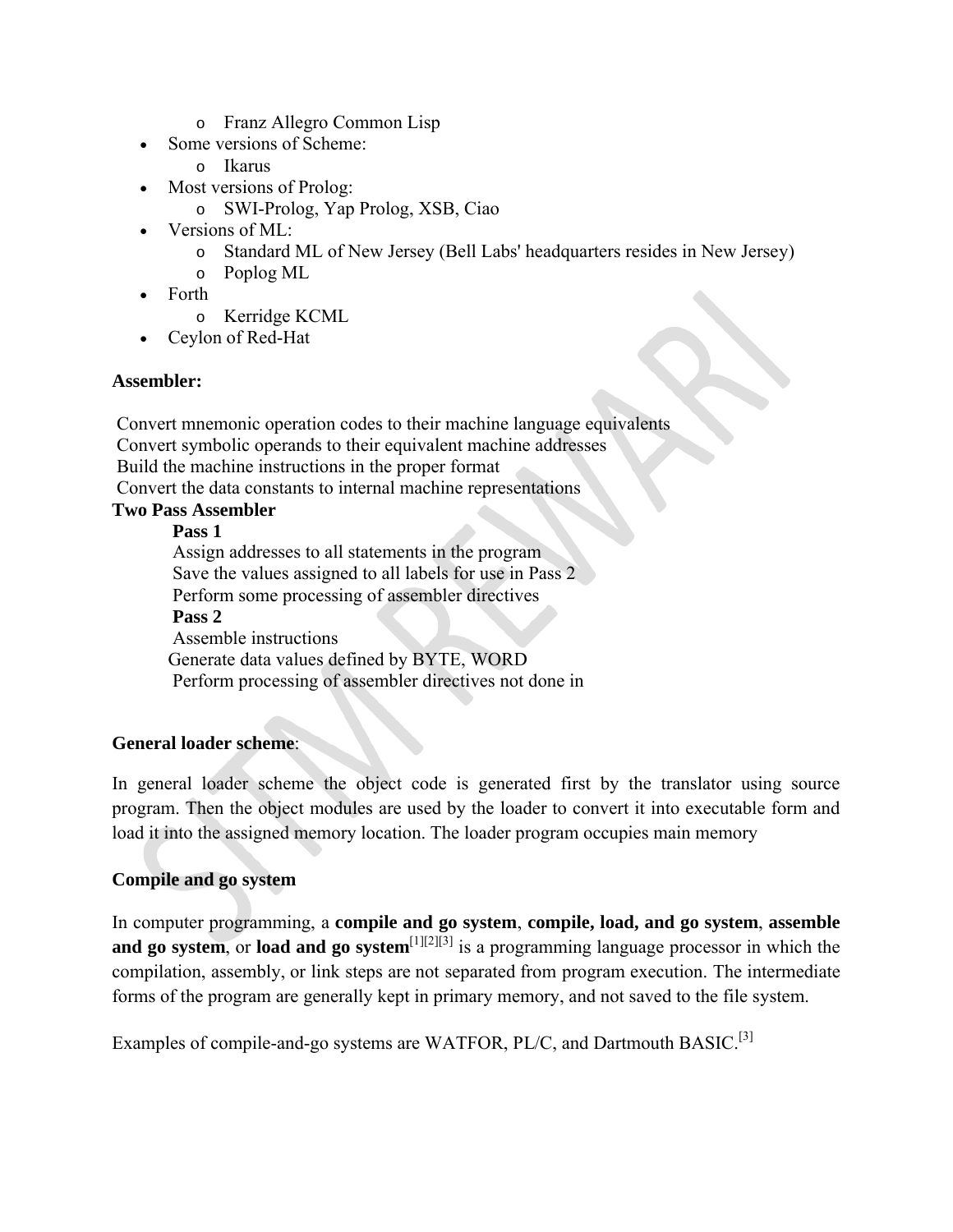- Franz Allegro Common Lisp
- Some versions of Scheme:
  - Ikarus
- Most versions of Prolog:
  - SWI-Prolog, Yap Prolog, XSB, Ciao
- Versions of ML:
  - Standard ML of New Jersey (Bell Labs' headquarters resides in New Jersey)
  - Poplog ML
- Forth
  - Kerridge KCML
- Ceylon of Red-Hat

**Assembler:**

Convert mnemonic operation codes to their machine language equivalents
Convert symbolic operands to their equivalent machine addresses
Build the machine instructions in the proper format
Convert the data constants to internal machine representations

**Two Pass Assembler**

**Pass 1**

Assign addresses to all statements in the program
Save the values assigned to all labels for use in Pass 2
Perform some processing of assembler directives

**Pass 2**

Assemble instructions
Generate data values defined by BYTE, WORD
Perform processing of assembler directives not done in

**General loader scheme**:

In general loader scheme the object code is generated first by the translator using source program. Then the object modules are used by the loader to convert it into executable form and load it into the assigned memory location. The loader program occupies main memory

**Compile and go system**

In computer programming, a **compile and go system**, **compile, load, and go system**, **assemble and go system**, or **load and go system**[1][2][3] is a programming language processor in which the compilation, assembly, or link steps are not separated from program execution. The intermediate forms of the program are generally kept in primary memory, and not saved to the file system.

Examples of compile-and-go systems are WATFOR, PL/C, and Dartmouth BASIC.[3]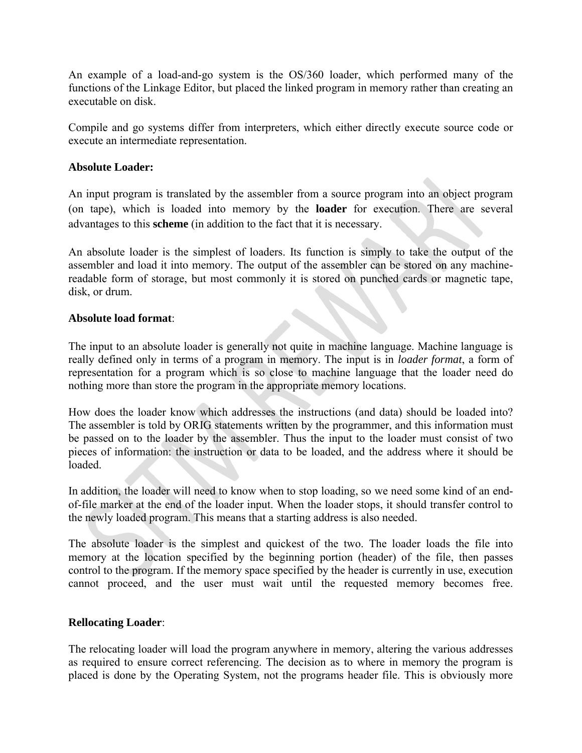An example of a load-and-go system is the OS/360 loader, which performed many of the functions of the Linkage Editor, but placed the linked program in memory rather than creating an executable on disk.

Compile and go systems differ from interpreters, which either directly execute source code or execute an intermediate representation.

**Absolute Loader:**

An input program is translated by the assembler from a source program into an object program (on tape), which is loaded into memory by the **loader** for execution. There are several advantages to this **scheme** (in addition to the fact that it is necessary.

An absolute loader is the simplest of loaders. Its function is simply to take the output of the assembler and load it into memory. The output of the assembler can be stored on any machine-readable form of storage, but most commonly it is stored on punched cards or magnetic tape, disk, or drum.

**Absolute load format**:

The input to an absolute loader is generally not quite in machine language. Machine language is really defined only in terms of a program in memory. The input is in *loader format*, a form of representation for a program which is so close to machine language that the loader need do nothing more than store the program in the appropriate memory locations.

How does the loader know which addresses the instructions (and data) should be loaded into? The assembler is told by ORIG statements written by the programmer, and this information must be passed on to the loader by the assembler. Thus the input to the loader must consist of two pieces of information: the instruction or data to be loaded, and the address where it should be loaded.

In addition, the loader will need to know when to stop loading, so we need some kind of an end-of-file marker at the end of the loader input. When the loader stops, it should transfer control to the newly loaded program. This means that a starting address is also needed.

The absolute loader is the simplest and quickest of the two. The loader loads the file into memory at the location specified by the beginning portion (header) of the file, then passes control to the program. If the memory space specified by the header is currently in use, execution cannot proceed, and the user must wait until the requested memory becomes free.

**Rellocating Loader**:

The relocating loader will load the program anywhere in memory, altering the various addresses as required to ensure correct referencing. The decision as to where in memory the program is placed is done by the Operating System, not the programs header file. This is obviously more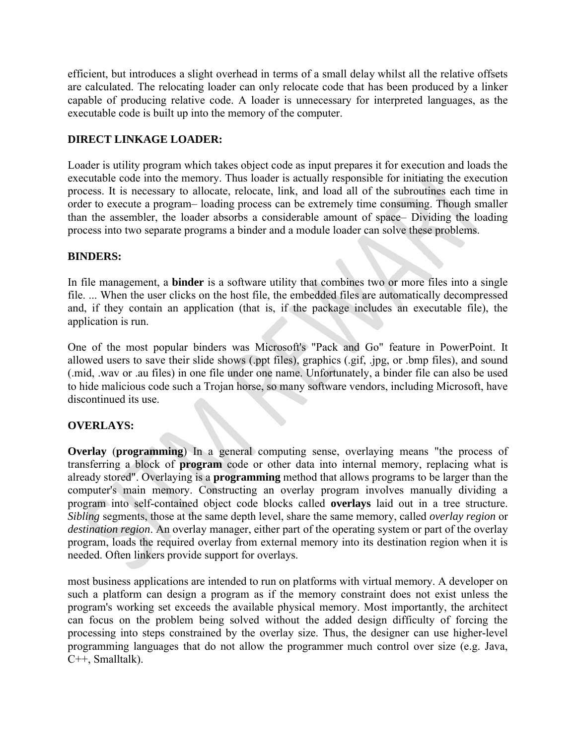efficient, but introduces a slight overhead in terms of a small delay whilst all the relative offsets are calculated. The relocating loader can only relocate code that has been produced by a linker capable of producing relative code. A loader is unnecessary for interpreted languages, as the executable code is built up into the memory of the computer.

## DIRECT LINKAGE LOADER:

Loader is utility program which takes object code as input prepares it for execution and loads the executable code into the memory. Thus loader is actually responsible for initiating the execution process. It is necessary to allocate, relocate, link, and load all of the subroutines each time in order to execute a program– loading process can be extremely time consuming. Though smaller than the assembler, the loader absorbs a considerable amount of space– Dividing the loading process into two separate programs a binder and a module loader can solve these problems.

## BINDERS:

In file management, a **binder** is a software utility that combines two or more files into a single file. ... When the user clicks on the host file, the embedded files are automatically decompressed and, if they contain an application (that is, if the package includes an executable file), the application is run.

One of the most popular binders was Microsoft's "Pack and Go" feature in PowerPoint. It allowed users to save their slide shows (.ppt files), graphics (.gif, .jpg, or .bmp files), and sound (.mid, .wav or .au files) in one file under one name. Unfortunately, a binder file can also be used to hide malicious code such a Trojan horse, so many software vendors, including Microsoft, have discontinued its use.

## OVERLAYS:

**Overlay** (**programming**) In a general computing sense, overlaying means "the process of transferring a block of **program** code or other data into internal memory, replacing what is already stored". Overlaying is a **programming** method that allows programs to be larger than the computer's main memory. Constructing an overlay program involves manually dividing a program into self-contained object code blocks called **overlays** laid out in a tree structure. *Sibling* segments, those at the same depth level, share the same memory, called *overlay region* or *destination region*. An overlay manager, either part of the operating system or part of the overlay program, loads the required overlay from external memory into its destination region when it is needed. Often linkers provide support for overlays.

most business applications are intended to run on platforms with virtual memory. A developer on such a platform can design a program as if the memory constraint does not exist unless the program's working set exceeds the available physical memory. Most importantly, the architect can focus on the problem being solved without the added design difficulty of forcing the processing into steps constrained by the overlay size. Thus, the designer can use higher-level programming languages that do not allow the programmer much control over size (e.g. Java, C++, Smalltalk).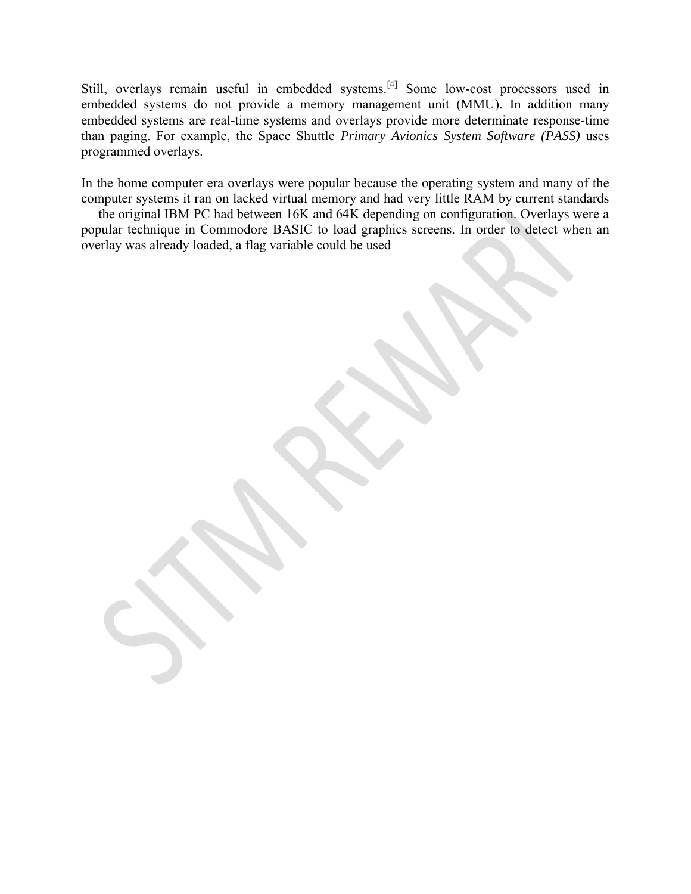Still, overlays remain useful in embedded systems.[4] Some low-cost processors used in embedded systems do not provide a memory management unit (MMU). In addition many embedded systems are real-time systems and overlays provide more determinate response-time than paging. For example, the Space Shuttle *Primary Avionics System Software (PASS)* uses programmed overlays.

In the home computer era overlays were popular because the operating system and many of the computer systems it ran on lacked virtual memory and had very little RAM by current standards — the original IBM PC had between 16K and 64K depending on configuration. Overlays were a popular technique in Commodore BASIC to load graphics screens. In order to detect when an overlay was already loaded, a flag variable could be used